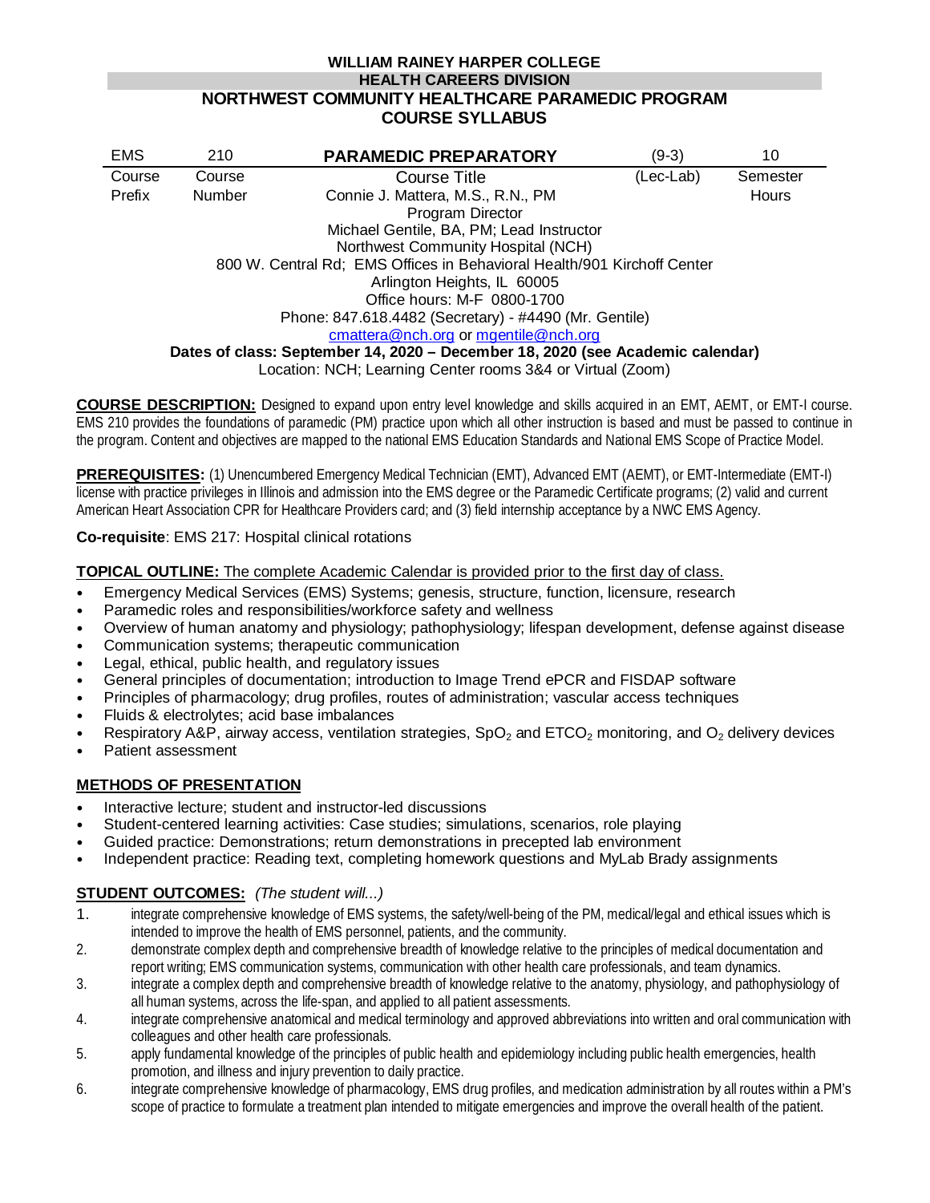**WILLIAM RAINEY HARPER COLLEGE**
**HEALTH CAREERS DIVISION**
**NORTHWEST COMMUNITY HEALTHCARE PARAMEDIC PROGRAM**
**COURSE SYLLABUS**

| EMS | 210 | **PARAMEDIC PREPARATORY** | (9-3) | 10 |
|---|---|---|---|---|
| Course Prefix | Course Number | Course Title | (Lec-Lab) | Semester Hours |

Connie J. Mattera, M.S., R.N., PM
Program Director
Michael Gentile, BA, PM; Lead Instructor
Northwest Community Hospital (NCH)
800 W. Central Rd; EMS Offices in Behavioral Health/901 Kirchoff Center
Arlington Heights, IL 60005
Office hours: M-F 0800-1700
Phone: 847.618.4482 (Secretary) - #4490 (Mr. Gentile)
cmattera@nch.org or mgentile@nch.org

**Dates of class: September 14, 2020 – December 18, 2020 (see Academic calendar)**
Location: NCH; Learning Center rooms 3&4 or Virtual (Zoom)

**COURSE DESCRIPTION:** Designed to expand upon entry level knowledge and skills acquired in an EMT, AEMT, or EMT-I course. EMS 210 provides the foundations of paramedic (PM) practice upon which all other instruction is based and must be passed to continue in the program. Content and objectives are mapped to the national EMS Education Standards and National EMS Scope of Practice Model.

**PREREQUISITES:** (1) Unencumbered Emergency Medical Technician (EMT), Advanced EMT (AEMT), or EMT-Intermediate (EMT-I) license with practice privileges in Illinois and admission into the EMS degree or the Paramedic Certificate programs; (2) valid and current American Heart Association CPR for Healthcare Providers card; and (3) field internship acceptance by a NWC EMS Agency.

**Co-requisite**: EMS 217: Hospital clinical rotations

**TOPICAL OUTLINE:** The complete Academic Calendar is provided prior to the first day of class.

- Emergency Medical Services (EMS) Systems; genesis, structure, function, licensure, research
- Paramedic roles and responsibilities/workforce safety and wellness
- Overview of human anatomy and physiology; pathophysiology; lifespan development, defense against disease
- Communication systems; therapeutic communication
- Legal, ethical, public health, and regulatory issues
- General principles of documentation; introduction to Image Trend ePCR and FISDAP software
- Principles of pharmacology; drug profiles, routes of administration; vascular access techniques
- Fluids & electrolytes; acid base imbalances
- Respiratory A&P, airway access, ventilation strategies, $SpO_2$ and $ETCO_2$ monitoring, and $O_2$ delivery devices
- Patient assessment

**METHODS OF PRESENTATION**

- Interactive lecture; student and instructor-led discussions
- Student-centered learning activities: Case studies; simulations, scenarios, role playing
- Guided practice: Demonstrations; return demonstrations in precepted lab environment
- Independent practice: Reading text, completing homework questions and MyLab Brady assignments

**STUDENT OUTCOMES:** *(The student will...)*

1. integrate comprehensive knowledge of EMS systems, the safety/well-being of the PM, medical/legal and ethical issues which is intended to improve the health of EMS personnel, patients, and the community.
2. demonstrate complex depth and comprehensive breadth of knowledge relative to the principles of medical documentation and report writing; EMS communication systems, communication with other health care professionals, and team dynamics.
3. integrate a complex depth and comprehensive breadth of knowledge relative to the anatomy, physiology, and pathophysiology of all human systems, across the life-span, and applied to all patient assessments.
4. integrate comprehensive anatomical and medical terminology and approved abbreviations into written and oral communication with colleagues and other health care professionals.
5. apply fundamental knowledge of the principles of public health and epidemiology including public health emergencies, health promotion, and illness and injury prevention to daily practice.
6. integrate comprehensive knowledge of pharmacology, EMS drug profiles, and medication administration by all routes within a PM's scope of practice to formulate a treatment plan intended to mitigate emergencies and improve the overall health of the patient.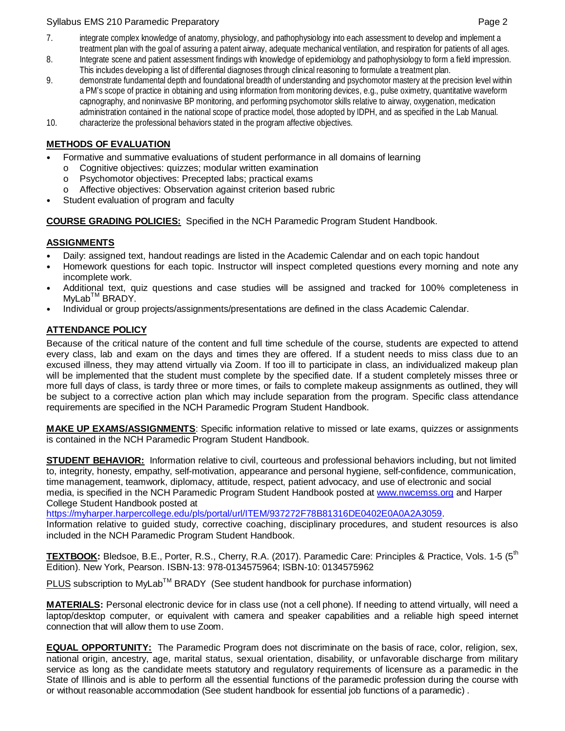7. integrate complex knowledge of anatomy, physiology, and pathophysiology into each assessment to develop and implement a treatment plan with the goal of assuring a patent airway, adequate mechanical ventilation, and respiration for patients of all ages.
8. Integrate scene and patient assessment findings with knowledge of epidemiology and pathophysiology to form a field impression. This includes developing a list of differential diagnoses through clinical reasoning to formulate a treatment plan.
9. demonstrate fundamental depth and foundational breadth of understanding and psychomotor mastery at the precision level within a PM's scope of practice in obtaining and using information from monitoring devices, e.g., pulse oximetry, quantitative waveform capnography, and noninvasive BP monitoring, and performing psychomotor skills relative to airway, oxygenation, medication administration contained in the national scope of practice model, those adopted by IDPH, and as specified in the Lab Manual.
10. characterize the professional behaviors stated in the program affective objectives.

**METHODS OF EVALUATION**

- Formative and summative evaluations of student performance in all domains of learning
  - Cognitive objectives: quizzes; modular written examination
  - Psychomotor objectives: Precepted labs; practical exams
  - Affective objectives: Observation against criterion based rubric
- Student evaluation of program and faculty

**COURSE GRADING POLICIES:** Specified in the NCH Paramedic Program Student Handbook.

**ASSIGNMENTS**

- Daily: assigned text, handout readings are listed in the Academic Calendar and on each topic handout
- Homework questions for each topic. Instructor will inspect completed questions every morning and note any incomplete work.
- Additional text, quiz questions and case studies will be assigned and tracked for 100% completeness in MyLab™ BRADY.
- Individual or group projects/assignments/presentations are defined in the class Academic Calendar.

**ATTENDANCE POLICY**

Because of the critical nature of the content and full time schedule of the course, students are expected to attend every class, lab and exam on the days and times they are offered. If a student needs to miss class due to an excused illness, they may attend virtually via Zoom. If too ill to participate in class, an individualized makeup plan will be implemented that the student must complete by the specified date. If a student completely misses three or more full days of class, is tardy three or more times, or fails to complete makeup assignments as outlined, they will be subject to a corrective action plan which may include separation from the program. Specific class attendance requirements are specified in the NCH Paramedic Program Student Handbook.

**MAKE UP EXAMS/ASSIGNMENTS**: Specific information relative to missed or late exams, quizzes or assignments is contained in the NCH Paramedic Program Student Handbook.

**STUDENT BEHAVIOR:** Information relative to civil, courteous and professional behaviors including, but not limited to, integrity, honesty, empathy, self-motivation, appearance and personal hygiene, self-confidence, communication, time management, teamwork, diplomacy, attitude, respect, patient advocacy, and use of electronic and social media, is specified in the NCH Paramedic Program Student Handbook posted at www.nwcemss.org and Harper College Student Handbook posted at https://myharper.harpercollege.edu/pls/portal/url/ITEM/937272F78B81316DE0402E0A0A2A3059.
Information relative to guided study, corrective coaching, disciplinary procedures, and student resources is also included in the NCH Paramedic Program Student Handbook.

**TEXTBOOK:** Bledsoe, B.E., Porter, R.S., Cherry, R.A. (2017). Paramedic Care: Principles & Practice, Vols. 1-5 (5th Edition). New York, Pearson. ISBN-13: 978-0134575964; ISBN-10: 0134575962

PLUS subscription to MyLab™ BRADY (See student handbook for purchase information)

**MATERIALS:** Personal electronic device for in class use (not a cell phone). If needing to attend virtually, will need a laptop/desktop computer, or equivalent with camera and speaker capabilities and a reliable high speed internet connection that will allow them to use Zoom.

**EQUAL OPPORTUNITY:** The Paramedic Program does not discriminate on the basis of race, color, religion, sex, national origin, ancestry, age, marital status, sexual orientation, disability, or unfavorable discharge from military service as long as the candidate meets statutory and regulatory requirements of licensure as a paramedic in the State of Illinois and is able to perform all the essential functions of the paramedic profession during the course with or without reasonable accommodation (See student handbook for essential job functions of a paramedic) .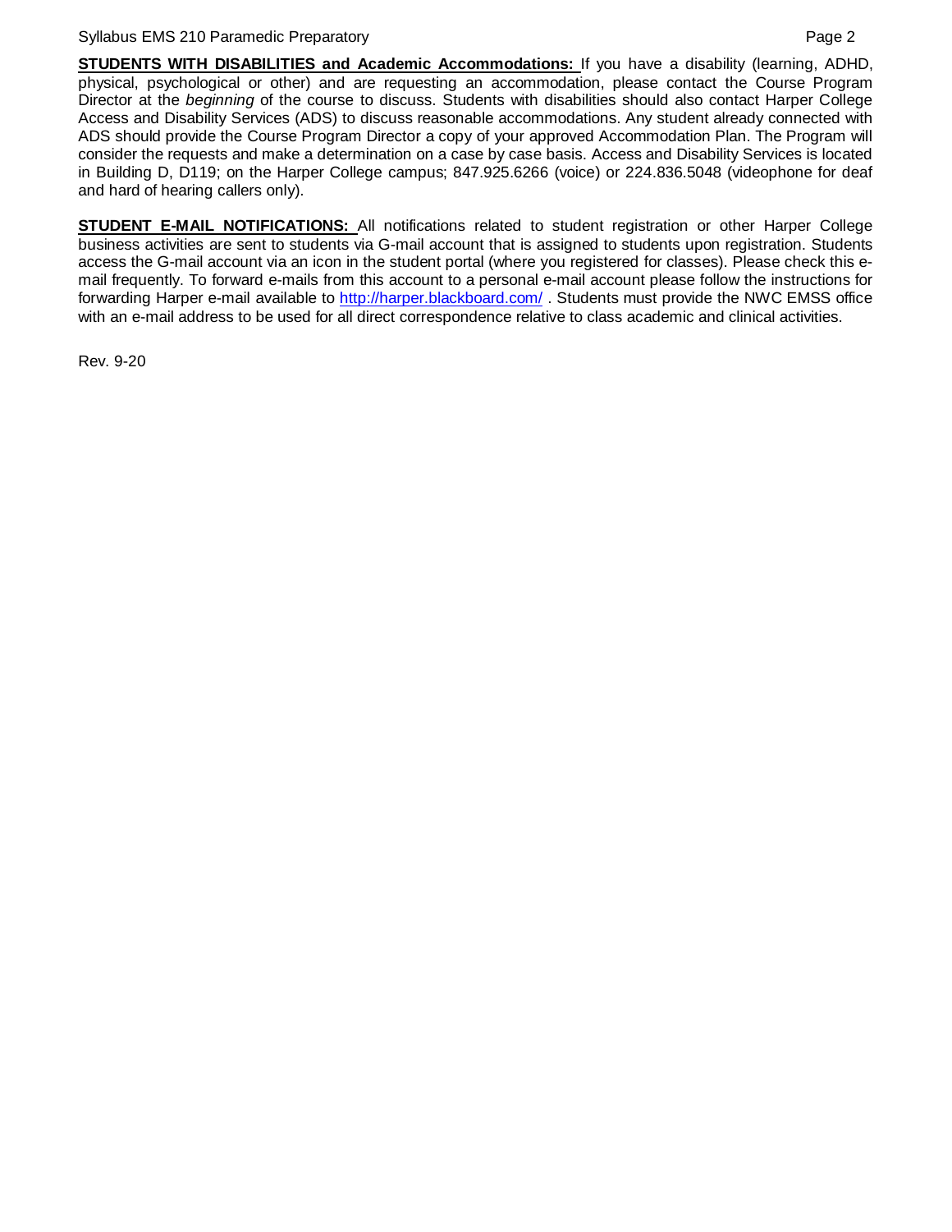**STUDENTS WITH DISABILITIES and Academic Accommodations:** If you have a disability (learning, ADHD, physical, psychological or other) and are requesting an accommodation, please contact the Course Program Director at the *beginning* of the course to discuss. Students with disabilities should also contact Harper College Access and Disability Services (ADS) to discuss reasonable accommodations. Any student already connected with ADS should provide the Course Program Director a copy of your approved Accommodation Plan. The Program will consider the requests and make a determination on a case by case basis. Access and Disability Services is located in Building D, D119; on the Harper College campus; 847.925.6266 (voice) or 224.836.5048 (videophone for deaf and hard of hearing callers only).

**STUDENT E-MAIL NOTIFICATIONS:** All notifications related to student registration or other Harper College business activities are sent to students via G-mail account that is assigned to students upon registration. Students access the G-mail account via an icon in the student portal (where you registered for classes). Please check this e-mail frequently. To forward e-mails from this account to a personal e-mail account please follow the instructions for forwarding Harper e-mail available to http://harper.blackboard.com/ . Students must provide the NWC EMSS office with an e-mail address to be used for all direct correspondence relative to class academic and clinical activities.

Rev. 9-20